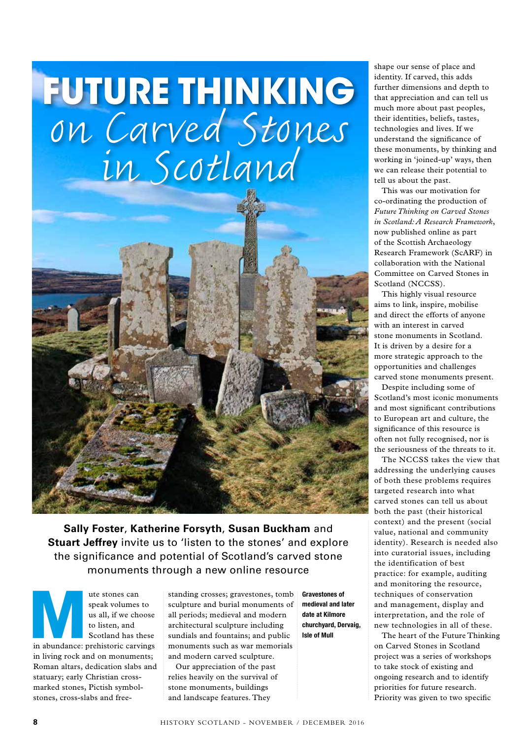# FUTURE THINKING on Carved Stones in Scotland

**Sally Foster**, **Katherine Forsyth**, **Susan Buckham** and **Stuart Jeffrey** invite us to 'listen to the stones' and explore the significance and potential of Scotland's carved stone monuments through a new online resource

**Gravestones of medieval and later date at Kilmore churchyard, Dervaig, Isle of Mull**

Mute stones can speak volumes to us all, if we choose to listen, and Scotland has these in abundance: prehistoric carvings in living rock and on monuments; Roman altars, dedication slabs and statuary; early Christian cross-marked stones, Pictish symbol-stones, cross-slabs and free-standing crosses; gravestones, tomb sculpture and burial monuments of all periods; medieval and modern architectural sculpture including sundials and fountains; and public monuments such as war memorials and modern carved sculpture.

Our appreciation of the past relies heavily on the survival of stone monuments, buildings and landscape features. They shape our sense of place and identity. If carved, this adds further dimensions and depth to that appreciation and can tell us much more about past peoples, their identities, beliefs, tastes, technologies and lives. If we understand the significance of these monuments, by thinking and working in 'joined-up' ways, then we can release their potential to tell us about the past.

This was our motivation for co-ordinating the production of *Future Thinking on Carved Stones in Scotland: A Research Framework*, now published online as part of the Scottish Archaeology Research Framework (ScARF) in collaboration with the National Committee on Carved Stones in Scotland (NCCSS).

This highly visual resource aims to link, inspire, mobilise and direct the efforts of anyone with an interest in carved stone monuments in Scotland. It is driven by a desire for a more strategic approach to the opportunities and challenges carved stone monuments present.

Despite including some of Scotland's most iconic monuments and most significant contributions to European art and culture, the significance of this resource is often not fully recognised, nor is the seriousness of the threats to it.

The NCCSS takes the view that addressing the underlying causes of both these problems requires targeted research into what carved stones can tell us about both the past (their historical context) and the present (social value, national and community identity). Research is needed also into curatorial issues, including the identification of best practice: for example, auditing and monitoring the resource, techniques of conservation and management, display and interpretation, and the role of new technologies in all of these.

The heart of the Future Thinking on Carved Stones in Scotland project was a series of workshops to take stock of existing and ongoing research and to identify priorities for future research. Priority was given to two specific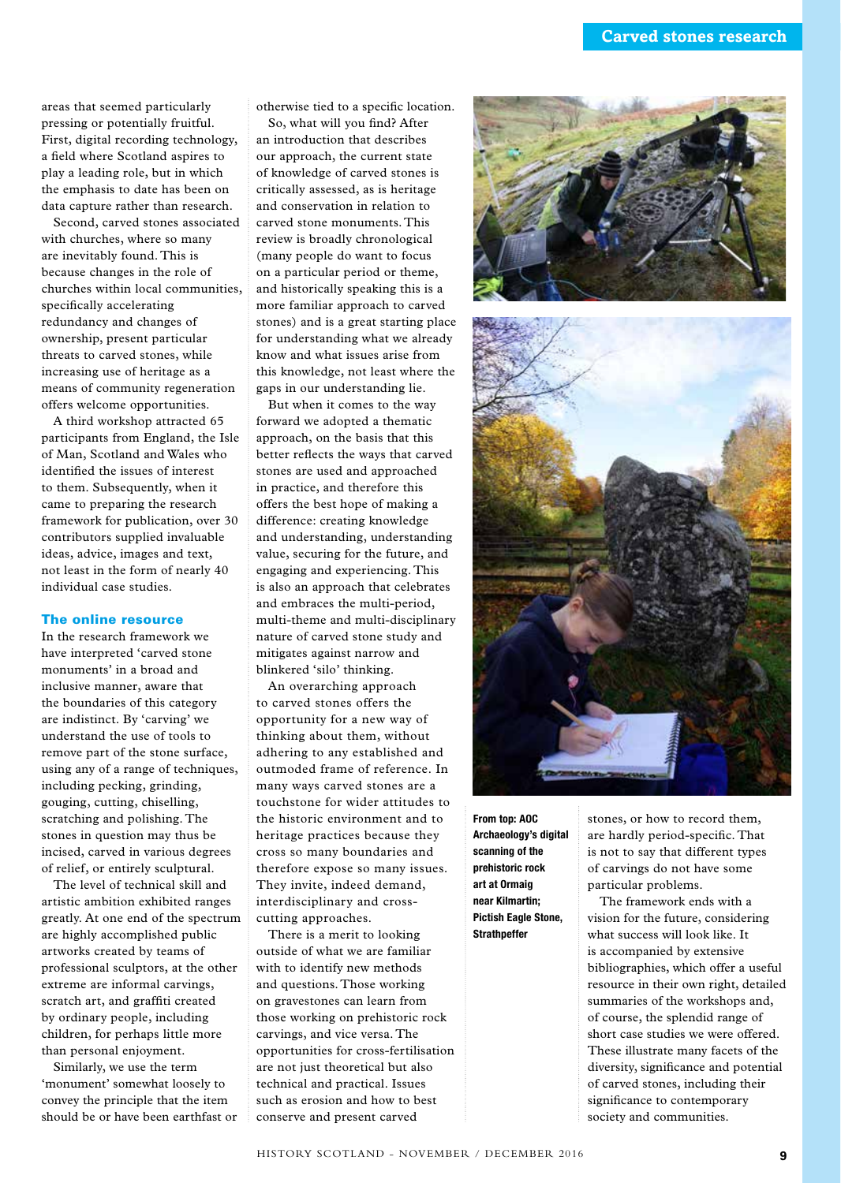areas that seemed particularly pressing or potentially fruitful. First, digital recording technology, a field where Scotland aspires to play a leading role, but in which the emphasis to date has been on data capture rather than research.

Second, carved stones associated with churches, where so many are inevitably found. This is because changes in the role of churches within local communities, specifically accelerating redundancy and changes of ownership, present particular threats to carved stones, while increasing use of heritage as a means of community regeneration offers welcome opportunities.

A third workshop attracted 65 participants from England, the Isle of Man, Scotland and Wales who identified the issues of interest to them. Subsequently, when it came to preparing the research framework for publication, over 30 contributors supplied invaluable ideas, advice, images and text, not least in the form of nearly 40 individual case studies.

## The online resource

In the research framework we have interpreted 'carved stone monuments' in a broad and inclusive manner, aware that the boundaries of this category are indistinct. By 'carving' we understand the use of tools to remove part of the stone surface, using any of a range of techniques, including pecking, grinding, gouging, cutting, chiselling, scratching and polishing. The stones in question may thus be incised, carved in various degrees of relief, or entirely sculptural.

The level of technical skill and artistic ambition exhibited ranges greatly. At one end of the spectrum are highly accomplished public artworks created by teams of professional sculptors, at the other extreme are informal carvings, scratch art, and graffiti created by ordinary people, including children, for perhaps little more than personal enjoyment.

Similarly, we use the term 'monument' somewhat loosely to convey the principle that the item should be or have been earthfast or otherwise tied to a specific location.

So, what will you find? After an introduction that describes our approach, the current state of knowledge of carved stones is critically assessed, as is heritage and conservation in relation to carved stone monuments. This review is broadly chronological (many people do want to focus on a particular period or theme, and historically speaking this is a more familiar approach to carved stones) and is a great starting place for understanding what we already know and what issues arise from this knowledge, not least where the gaps in our understanding lie.

But when it comes to the way forward we adopted a thematic approach, on the basis that this better reflects the ways that carved stones are used and approached in practice, and therefore this offers the best hope of making a difference: creating knowledge and understanding, understanding value, securing for the future, and engaging and experiencing. This is also an approach that celebrates and embraces the multi-period, multi-theme and multi-disciplinary nature of carved stone study and mitigates against narrow and blinkered 'silo' thinking.

An overarching approach to carved stones offers the opportunity for a new way of thinking about them, without adhering to any established and outmoded frame of reference. In many ways carved stones are a touchstone for wider attitudes to the historic environment and to heritage practices because they cross so many boundaries and therefore expose so many issues. They invite, indeed demand, interdisciplinary and cross-cutting approaches.

There is a merit to looking outside of what we are familiar with to identify new methods and questions. Those working on gravestones can learn from those working on prehistoric rock carvings, and vice versa. The opportunities for cross-fertilisation are not just theoretical but also technical and practical. Issues such as erosion and how to best conserve and present carved stones, or how to record them, are hardly period-specific. That is not to say that different types of carvings do not have some particular problems.

The framework ends with a vision for the future, considering what success will look like. It is accompanied by extensive bibliographies, which offer a useful resource in their own right, detailed summaries of the workshops and, of course, the splendid range of short case studies we were offered. These illustrate many facets of the diversity, significance and potential of carved stones, including their significance to contemporary society and communities.

**From top: AOC Archaeology's digital scanning of the prehistoric rock art at Ormaig near Kilmartin; Pictish Eagle Stone, Strathpeffer**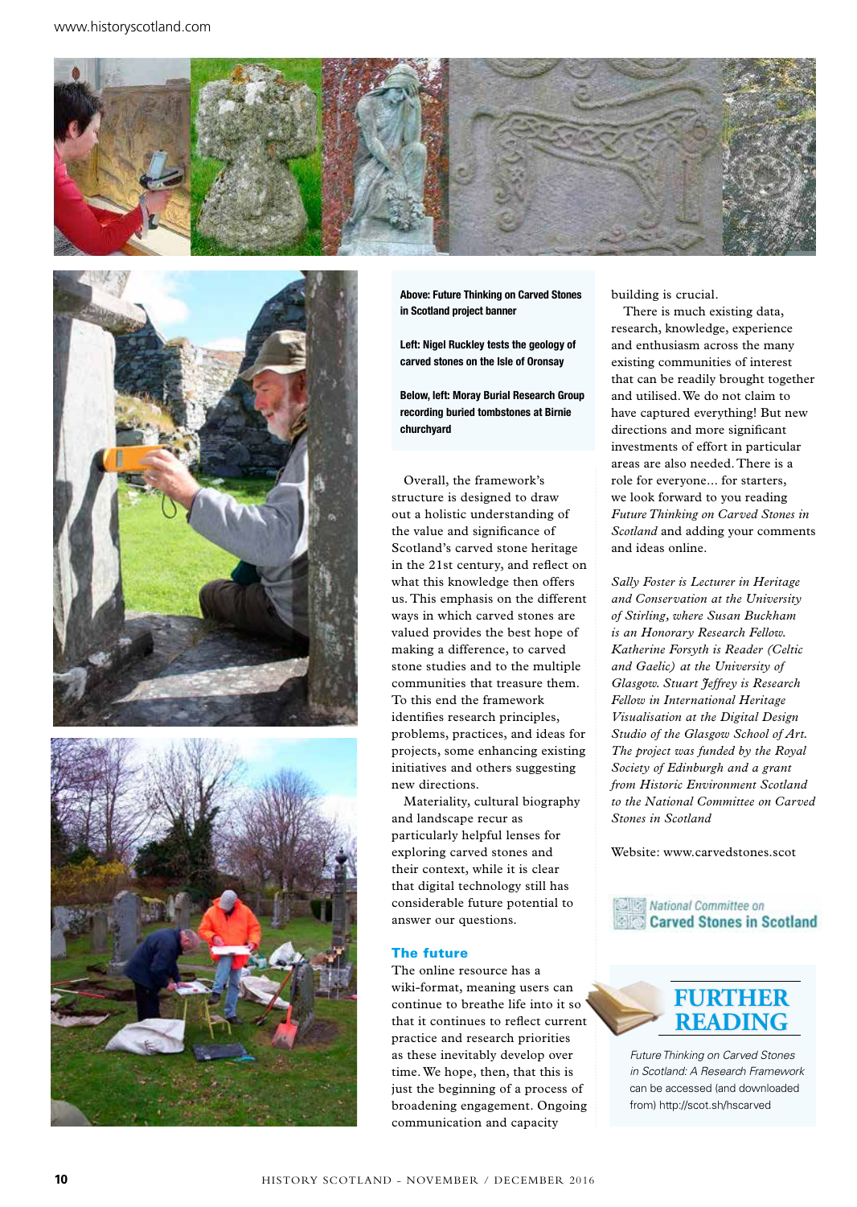**Above: Future Thinking on Carved Stones in Scotland project banner**

**Left: Nigel Ruckley tests the geology of carved stones on the Isle of Oronsay**

**Below, left: Moray Burial Research Group recording buried tombstones at Birnie churchyard**

Overall, the framework's structure is designed to draw out a holistic understanding of the value and significance of Scotland's carved stone heritage in the 21st century, and reflect on what this knowledge then offers us. This emphasis on the different ways in which carved stones are valued provides the best hope of making a difference, to carved stone studies and to the multiple communities that treasure them. To this end the framework identifies research principles, problems, practices, and ideas for projects, some enhancing existing initiatives and others suggesting new directions.

Materiality, cultural biography and landscape recur as particularly helpful lenses for exploring carved stones and their context, while it is clear that digital technology still has considerable future potential to answer our questions.

## The future

The online resource has a wiki-format, meaning users can continue to breathe life into it so that it continues to reflect current practice and research priorities as these inevitably develop over time. We hope, then, that this is just the beginning of a process of broadening engagement. Ongoing communication and capacity building is crucial.

There is much existing data, research, knowledge, experience and enthusiasm across the many existing communities of interest that can be readily brought together and utilised. We do not claim to have captured everything! But new directions and more significant investments of effort in particular areas are also needed. There is a role for everyone... for starters, we look forward to you reading *Future Thinking on Carved Stones in Scotland* and adding your comments and ideas online.

*Sally Foster is Lecturer in Heritage and Conservation at the University of Stirling, where Susan Buckham is an Honorary Research Fellow. Katherine Forsyth is Reader (Celtic and Gaelic) at the University of Glasgow. Stuart Jeffrey is Research Fellow in International Heritage Visualisation at the Digital Design Studio of the Glasgow School of Art. The project was funded by the Royal Society of Edinburgh and a grant from Historic Environment Scotland to the National Committee on Carved Stones in Scotland*

Website: www.carvedstones.scot

National Committee on Carved Stones in Scotland

## FURTHER READING

*Future Thinking on Carved Stones in Scotland: A Research Framework* can be accessed (and downloaded from) http://scot.sh/hscarved